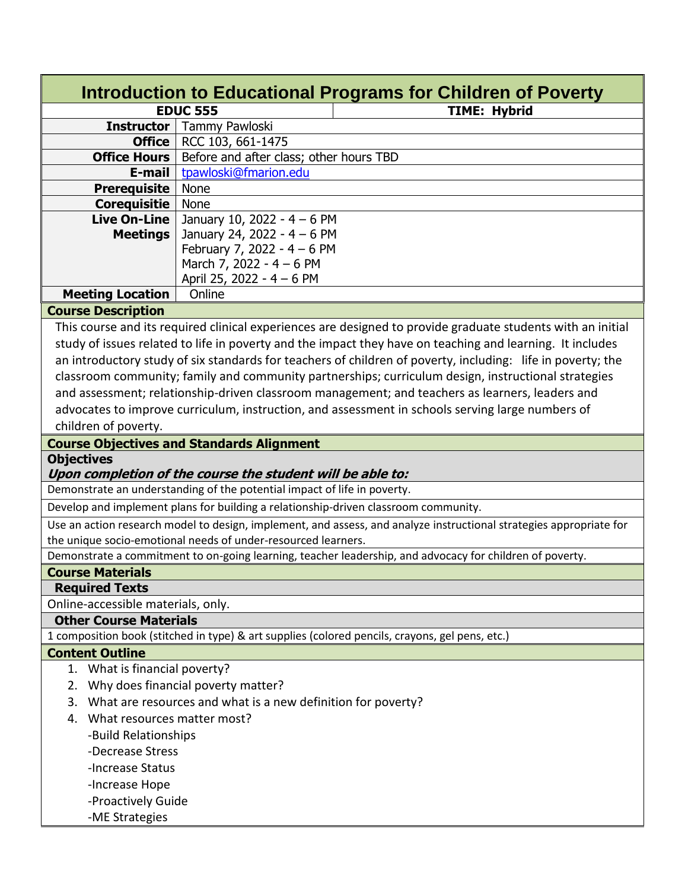# Introduction to Educational Programs for Children of Poverty

| EDUC 555 | TIME: Hybrid |
|---|---|
| **Instructor** | Tammy Pawloski |
| **Office** | RCC 103, 661-1475 |
| **Office Hours** | Before and after class; other hours TBD |
| **E-mail** | tpawloski@fmarion.edu |
| **Prerequisite** | None |
| **Corequisitie** | None |
| **Live On-Line Meetings** | January 10, 2022 - 4 – 6 PM<br>January 24, 2022 - 4 – 6 PM<br>February 7, 2022 - 4 – 6 PM<br>March 7, 2022 - 4 – 6 PM<br>April 25, 2022 - 4 – 6 PM |
| **Meeting Location** | Online |

## Course Description

This course and its required clinical experiences are designed to provide graduate students with an initial study of issues related to life in poverty and the impact they have on teaching and learning. It includes an introductory study of six standards for teachers of children of poverty, including: life in poverty; the classroom community; family and community partnerships; curriculum design, instructional strategies and assessment; relationship-driven classroom management; and teachers as learners, leaders and advocates to improve curriculum, instruction, and assessment in schools serving large numbers of children of poverty.

## Course Objectives and Standards Alignment

### Objectives

***Upon completion of the course the student will be able to:***

- Demonstrate an understanding of the potential impact of life in poverty.
- Develop and implement plans for building a relationship-driven classroom community.
- Use an action research model to design, implement, and assess, and analyze instructional strategies appropriate for the unique socio-emotional needs of under-resourced learners.
- Demonstrate a commitment to on-going learning, teacher leadership, and advocacy for children of poverty.

## Course Materials

### Required Texts

Online-accessible materials, only.

### Other Course Materials

1 composition book (stitched in type) & art supplies (colored pencils, crayons, gel pens, etc.)

## Content Outline

1. What is financial poverty?
2. Why does financial poverty matter?
3. What are resources and what is a new definition for poverty?
4. What resources matter most?
   - -Build Relationships
   - -Decrease Stress
   - -Increase Status
   - -Increase Hope
   - -Proactively Guide
   - -ME Strategies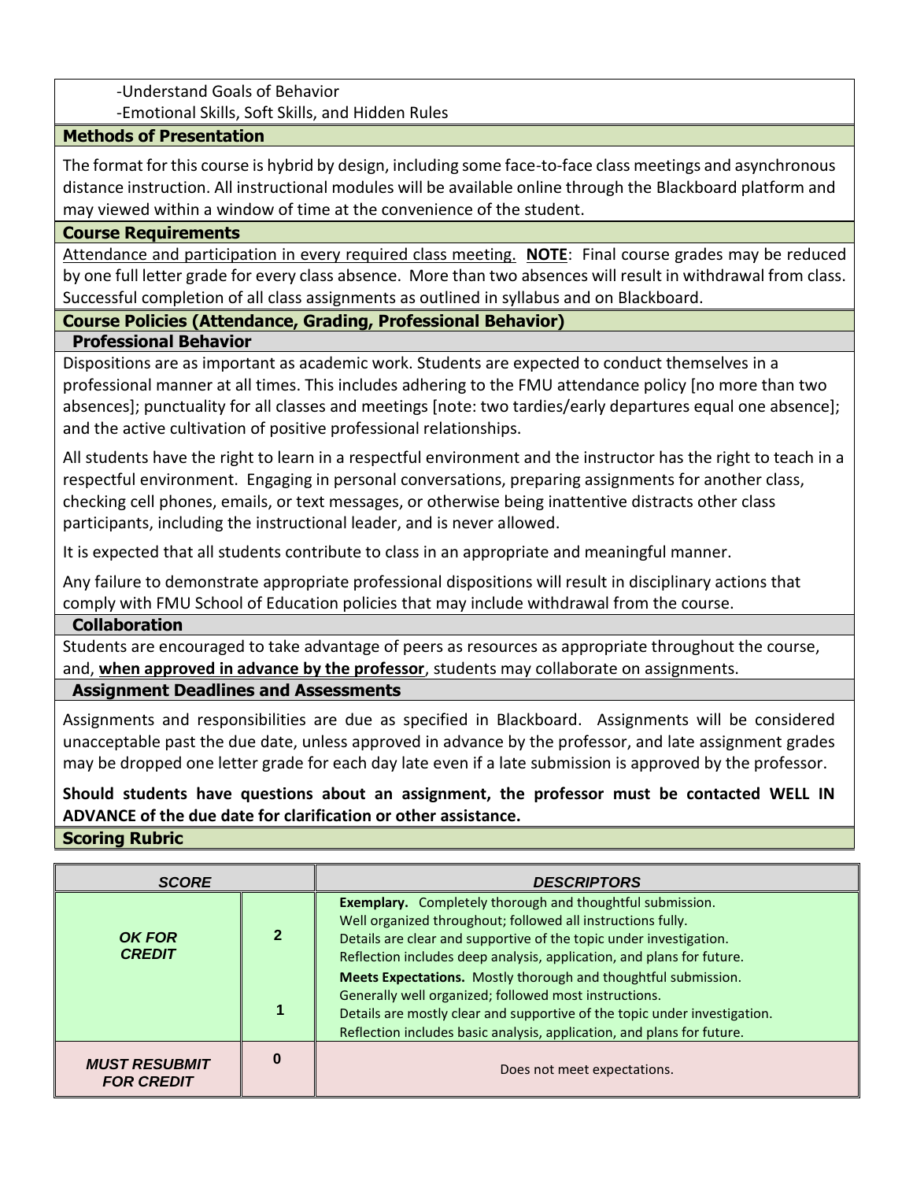- -Understand Goals of Behavior
- -Emotional Skills, Soft Skills, and Hidden Rules

## Methods of Presentation

The format for this course is hybrid by design, including some face-to-face class meetings and asynchronous distance instruction. All instructional modules will be available online through the Blackboard platform and may viewed within a window of time at the convenience of the student.

## Course Requirements

Attendance and participation in every required class meeting. **NOTE**: Final course grades may be reduced by one full letter grade for every class absence. More than two absences will result in withdrawal from class. Successful completion of all class assignments as outlined in syllabus and on Blackboard.

## Course Policies (Attendance, Grading, Professional Behavior)

### Professional Behavior

Dispositions are as important as academic work. Students are expected to conduct themselves in a professional manner at all times. This includes adhering to the FMU attendance policy [no more than two absences]; punctuality for all classes and meetings [note: two tardies/early departures equal one absence]; and the active cultivation of positive professional relationships.

All students have the right to learn in a respectful environment and the instructor has the right to teach in a respectful environment. Engaging in personal conversations, preparing assignments for another class, checking cell phones, emails, or text messages, or otherwise being inattentive distracts other class participants, including the instructional leader, and is never allowed.

It is expected that all students contribute to class in an appropriate and meaningful manner.

Any failure to demonstrate appropriate professional dispositions will result in disciplinary actions that comply with FMU School of Education policies that may include withdrawal from the course.

### Collaboration

Students are encouraged to take advantage of peers as resources as appropriate throughout the course, and, **when approved in advance by the professor**, students may collaborate on assignments.

### Assignment Deadlines and Assessments

Assignments and responsibilities are due as specified in Blackboard. Assignments will be considered unacceptable past the due date, unless approved in advance by the professor, and late assignment grades may be dropped one letter grade for each day late even if a late submission is approved by the professor.

**Should students have questions about an assignment, the professor must be contacted WELL IN ADVANCE of the due date for clarification or other assistance.**

## Scoring Rubric

| *SCORE* | | *DESCRIPTORS* |
|---|---|---|
| *OK FOR CREDIT* | 2 | **Exemplary.** Completely thorough and thoughtful submission. Well organized throughout; followed all instructions fully. Details are clear and supportive of the topic under investigation. Reflection includes deep analysis, application, and plans for future. |
| | 1 | **Meets Expectations.** Mostly thorough and thoughtful submission. Generally well organized; followed most instructions. Details are mostly clear and supportive of the topic under investigation. Reflection includes basic analysis, application, and plans for future. |
| *MUST RESUBMIT FOR CREDIT* | 0 | Does not meet expectations. |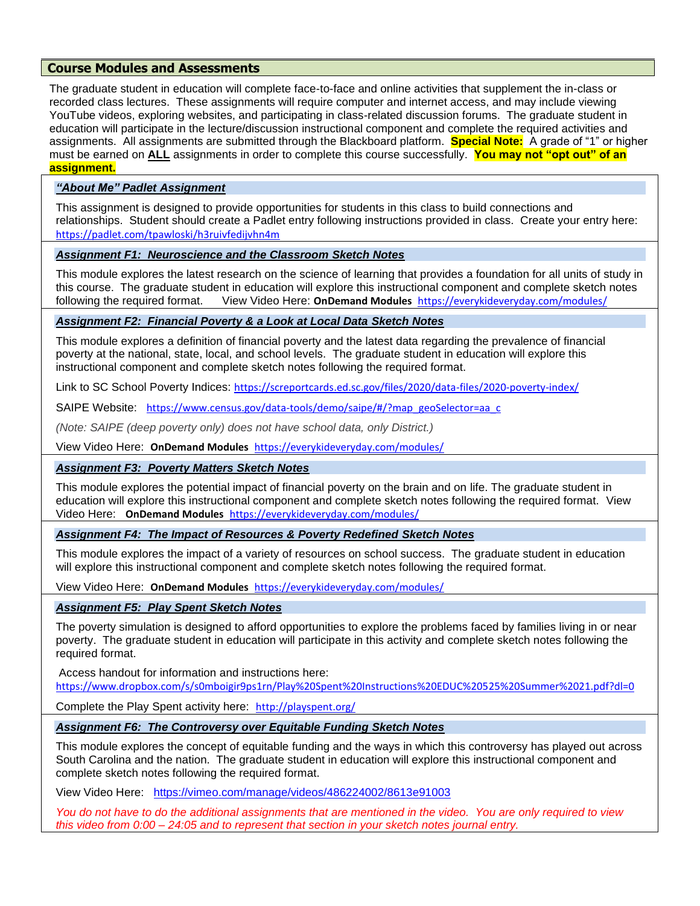## Course Modules and Assessments

The graduate student in education will complete face-to-face and online activities that supplement the in-class or recorded class lectures. These assignments will require computer and internet access, and may include viewing YouTube videos, exploring websites, and participating in class-related discussion forums. The graduate student in education will participate in the lecture/discussion instructional component and complete the required activities and assignments. All assignments are submitted through the Blackboard platform. **Special Note:** A grade of "1" or higher must be earned on **ALL** assignments in order to complete this course successfully. **You may not "opt out" of an assignment.**

### *"About Me" Padlet Assignment*

This assignment is designed to provide opportunities for students in this class to build connections and relationships. Student should create a Padlet entry following instructions provided in class. Create your entry here: https://padlet.com/tpawloski/h3ruivfedijvhn4m

### *Assignment F1: Neuroscience and the Classroom Sketch Notes*

This module explores the latest research on the science of learning that provides a foundation for all units of study in this course. The graduate student in education will explore this instructional component and complete sketch notes following the required format. View Video Here: **OnDemand Modules** https://everykideveryday.com/modules/

### *Assignment F2: Financial Poverty & a Look at Local Data Sketch Notes*

This module explores a definition of financial poverty and the latest data regarding the prevalence of financial poverty at the national, state, local, and school levels. The graduate student in education will explore this instructional component and complete sketch notes following the required format.

Link to SC School Poverty Indices: https://screportcards.ed.sc.gov/files/2020/data-files/2020-poverty-index/

SAIPE Website: https://www.census.gov/data-tools/demo/saipe/#/?map_geoSelector=aa_c

*(Note: SAIPE (deep poverty only) does not have school data, only District.)*

View Video Here: **OnDemand Modules** https://everykideveryday.com/modules/

### *Assignment F3: Poverty Matters Sketch Notes*

This module explores the potential impact of financial poverty on the brain and on life. The graduate student in education will explore this instructional component and complete sketch notes following the required format. View Video Here: **OnDemand Modules** https://everykideveryday.com/modules/

### *Assignment F4: The Impact of Resources & Poverty Redefined Sketch Notes*

This module explores the impact of a variety of resources on school success. The graduate student in education will explore this instructional component and complete sketch notes following the required format.

View Video Here: **OnDemand Modules** https://everykideveryday.com/modules/

### *Assignment F5: Play Spent Sketch Notes*

The poverty simulation is designed to afford opportunities to explore the problems faced by families living in or near poverty. The graduate student in education will participate in this activity and complete sketch notes following the required format.

Access handout for information and instructions here: https://www.dropbox.com/s/s0mboigir9ps1rn/Play%20Spent%20Instructions%20EDUC%20525%20Summer%2021.pdf?dl=0

Complete the Play Spent activity here: http://playspent.org/

### *Assignment F6: The Controversy over Equitable Funding Sketch Notes*

This module explores the concept of equitable funding and the ways in which this controversy has played out across South Carolina and the nation. The graduate student in education will explore this instructional component and complete sketch notes following the required format.

View Video Here: https://vimeo.com/manage/videos/486224002/8613e91003

*You do not have to do the additional assignments that are mentioned in the video. You are only required to view this video from 0:00 – 24:05 and to represent that section in your sketch notes journal entry.*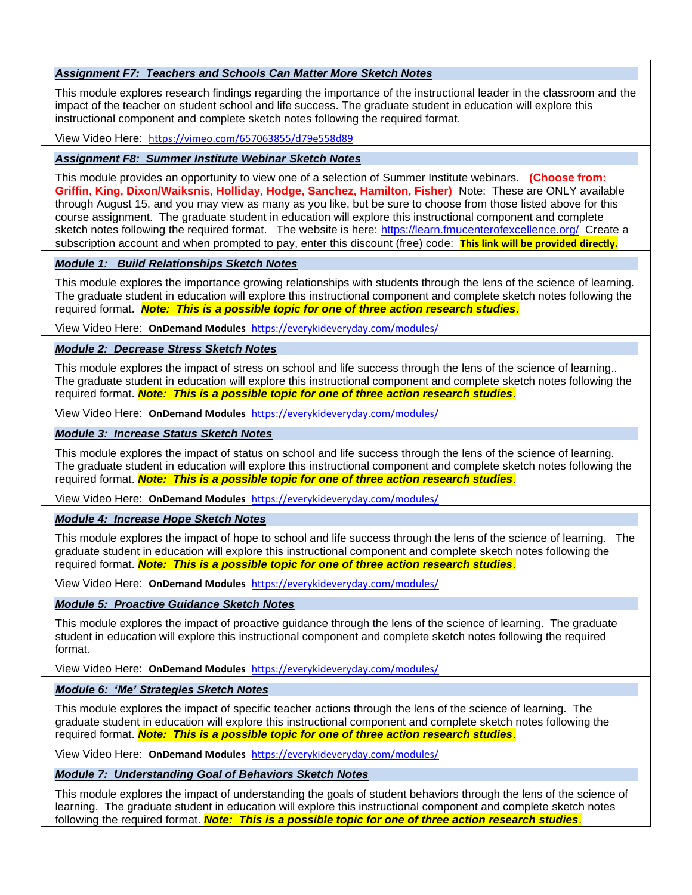***Assignment F7: Teachers and Schools Can Matter More Sketch Notes***

This module explores research findings regarding the importance of the instructional leader in the classroom and the impact of the teacher on student school and life success. The graduate student in education will explore this instructional component and complete sketch notes following the required format.

View Video Here: https://vimeo.com/657063855/d79e558d89

***Assignment F8: Summer Institute Webinar Sketch Notes***

This module provides an opportunity to view one of a selection of Summer Institute webinars. **(Choose from: Griffin, King, Dixon/Waiksnis, Holliday, Hodge, Sanchez, Hamilton, Fisher)** Note: These are ONLY available through August 15, and you may view as many as you like, but be sure to choose from those listed above for this course assignment. The graduate student in education will explore this instructional component and complete sketch notes following the required format. The website is here: https://learn.fmucenterofexcellence.org/ Create a subscription account and when prompted to pay, enter this discount (free) code: **This link will be provided directly.**

***Module 1: Build Relationships Sketch Notes***

This module explores the importance growing relationships with students through the lens of the science of learning. The graduate student in education will explore this instructional component and complete sketch notes following the required format. ***Note: This is a possible topic for one of three action research studies***.

View Video Here: **OnDemand Modules** https://everykideveryday.com/modules/

***Module 2: Decrease Stress Sketch Notes***

This module explores the impact of stress on school and life success through the lens of the science of learning.. The graduate student in education will explore this instructional component and complete sketch notes following the required format. ***Note: This is a possible topic for one of three action research studies***.

View Video Here: **OnDemand Modules** https://everykideveryday.com/modules/

***Module 3: Increase Status Sketch Notes***

This module explores the impact of status on school and life success through the lens of the science of learning. The graduate student in education will explore this instructional component and complete sketch notes following the required format. ***Note: This is a possible topic for one of three action research studies***.

View Video Here: **OnDemand Modules** https://everykideveryday.com/modules/

***Module 4: Increase Hope Sketch Notes***

This module explores the impact of hope to school and life success through the lens of the science of learning. The graduate student in education will explore this instructional component and complete sketch notes following the required format. ***Note: This is a possible topic for one of three action research studies***.

View Video Here: **OnDemand Modules** https://everykideveryday.com/modules/

***Module 5: Proactive Guidance Sketch Notes***

This module explores the impact of proactive guidance through the lens of the science of learning. The graduate student in education will explore this instructional component and complete sketch notes following the required format.

View Video Here: **OnDemand Modules** https://everykideveryday.com/modules/

***Module 6: 'Me' Strategies Sketch Notes***

This module explores the impact of specific teacher actions through the lens of the science of learning. The graduate student in education will explore this instructional component and complete sketch notes following the required format. ***Note: This is a possible topic for one of three action research studies***.

View Video Here: **OnDemand Modules** https://everykideveryday.com/modules/

***Module 7: Understanding Goal of Behaviors Sketch Notes***

This module explores the impact of understanding the goals of student behaviors through the lens of the science of learning. The graduate student in education will explore this instructional component and complete sketch notes following the required format. ***Note: This is a possible topic for one of three action research studies***.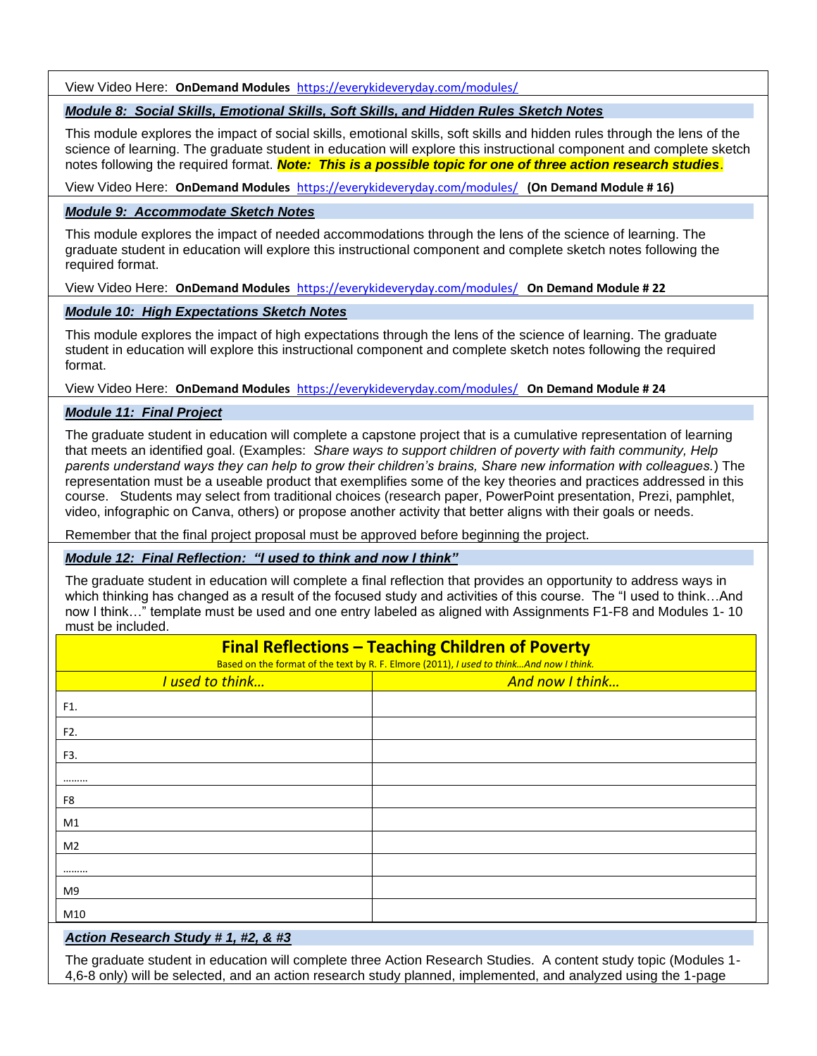View Video Here: **OnDemand Modules** https://everykideveryday.com/modules/

### ***Module 8: Social Skills, Emotional Skills, Soft Skills, and Hidden Rules Sketch Notes***

This module explores the impact of social skills, emotional skills, soft skills and hidden rules through the lens of the science of learning. The graduate student in education will explore this instructional component and complete sketch notes following the required format. ***Note: This is a possible topic for one of three action research studies***.

View Video Here: **OnDemand Modules** https://everykideveryday.com/modules/ **(On Demand Module # 16)**

### ***Module 9: Accommodate Sketch Notes***

This module explores the impact of needed accommodations through the lens of the science of learning. The graduate student in education will explore this instructional component and complete sketch notes following the required format.

View Video Here: **OnDemand Modules** https://everykideveryday.com/modules/ **On Demand Module # 22**

### ***Module 10: High Expectations Sketch Notes***

This module explores the impact of high expectations through the lens of the science of learning. The graduate student in education will explore this instructional component and complete sketch notes following the required format.

View Video Here: **OnDemand Modules** https://everykideveryday.com/modules/ **On Demand Module # 24**

### ***Module 11: Final Project***

The graduate student in education will complete a capstone project that is a cumulative representation of learning that meets an identified goal. (Examples: *Share ways to support children of poverty with faith community, Help parents understand ways they can help to grow their children's brains, Share new information with colleagues.*) The representation must be a useable product that exemplifies some of the key theories and practices addressed in this course. Students may select from traditional choices (research paper, PowerPoint presentation, Prezi, pamphlet, video, infographic on Canva, others) or propose another activity that better aligns with their goals or needs.

Remember that the final project proposal must be approved before beginning the project.

### ***Module 12: Final Reflection: "I used to think and now I think"***

The graduate student in education will complete a final reflection that provides an opportunity to address ways in which thinking has changed as a result of the focused study and activities of this course. The "I used to think…And now I think…" template must be used and one entry labeled as aligned with Assignments F1-F8 and Modules 1- 10 must be included.

**Final Reflections – Teaching Children of Poverty**

Based on the format of the text by R. F. Elmore (2011), *I used to think…And now I think.*

| *I used to think…* | *And now I think…* |
|---|---|
| F1. | |
| F2. | |
| F3. | |
| ……… | |
| F8 | |
| M1 | |
| M2 | |
| ……… | |
| M9 | |
| M10 | |

### ***Action Research Study # 1, #2, & #3***

The graduate student in education will complete three Action Research Studies. A content study topic (Modules 1-4,6-8 only) will be selected, and an action research study planned, implemented, and analyzed using the 1-page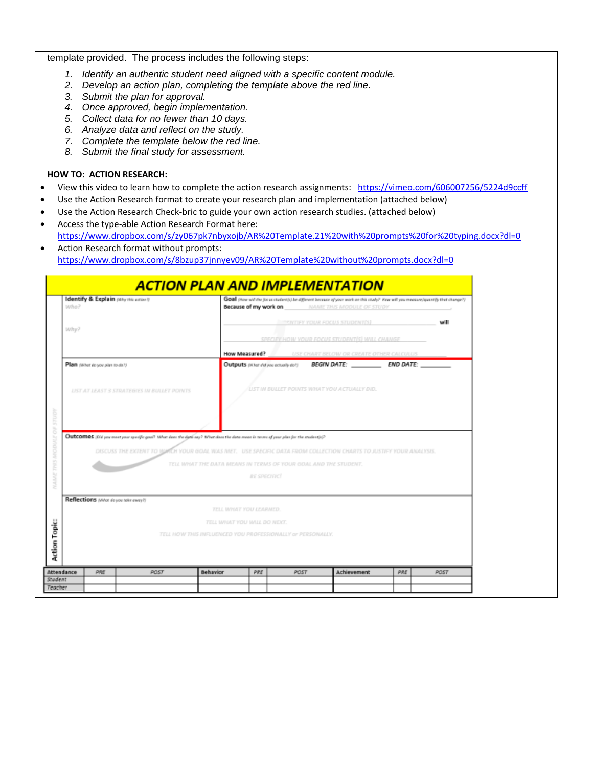template provided. The process includes the following steps:

1. *Identify an authentic student need aligned with a specific content module.*
2. *Develop an action plan, completing the template above the red line.*
3. *Submit the plan for approval.*
4. *Once approved, begin implementation.*
5. *Collect data for no fewer than 10 days.*
6. *Analyze data and reflect on the study.*
7. *Complete the template below the red line.*
8. *Submit the final study for assessment.*

**HOW TO: ACTION RESEARCH:**

- View this video to learn how to complete the action research assignments: https://vimeo.com/606007256/5224d9ccff
- Use the Action Research format to create your research plan and implementation (attached below)
- Use the Action Research Check-bric to guide your own action research studies. (attached below)
- Access the type-able Action Research Format here: https://www.dropbox.com/s/zy067pk7nbyxojb/AR%20Template.21%20with%20prompts%20for%20typing.docx?dl=0
- Action Research format without prompts: https://www.dropbox.com/s/8bzup37jnnyev09/AR%20Template%20without%20prompts.docx?dl=0

## ACTION PLAN AND IMPLEMENTATION

**Action Topic:** NAME THIS MODULE OF STUDY

**Identify & Explain** (Why this action?)
Who?
Why?

**Goal** (How will the focus student(s) be different because of your work on this study? How will you measure/quantify that change?)
Because of my work on NAME THIS MODULE OF STUDY, IDENTIFY YOUR FOCUS STUDENT(S) will SPECIFY HOW YOUR FOCUS STUDENT(S) WILL CHANGE
**How Measured?** USE CHART BELOW OR CREATE OTHER CALCULUS

**Plan** (What do you plan to do?)
LIST AT LEAST 3 STRATEGIES IN BULLET POINTS

**Outputs** (What did you actually do?) *BEGIN DATE:* ______ *END DATE:* ______
LIST IN BULLET POINTS WHAT YOU ACTUALLY DID.

**Outcomes** (Did you meet your specific goal? What does the data say? What does the data mean in terms of your plan for the student(s)?)
DISCUSS THE EXTENT TO WHICH YOUR GOAL WAS MET. USE SPECIFIC DATA FROM COLLECTION CHARTS TO JUSTIFY YOUR ANALYSIS.
TELL WHAT THE DATA MEANS IN TERMS OF YOUR GOAL AND THE STUDENT.
BE SPECIFIC!

**Reflections** (What do you take away?)
TELL WHAT YOU LEARNED.
TELL WHAT YOU WILL DO NEXT.
TELL HOW THIS INFLUENCED YOU PROFESSIONALLY or PERSONALLY.

| Attendance | PRE | POST | Behavior | PRE | POST | Achievement | PRE | POST |
|---|---|---|---|---|---|---|---|---|
| Student | | | | | | | | |
| Teacher | | | | | | | | |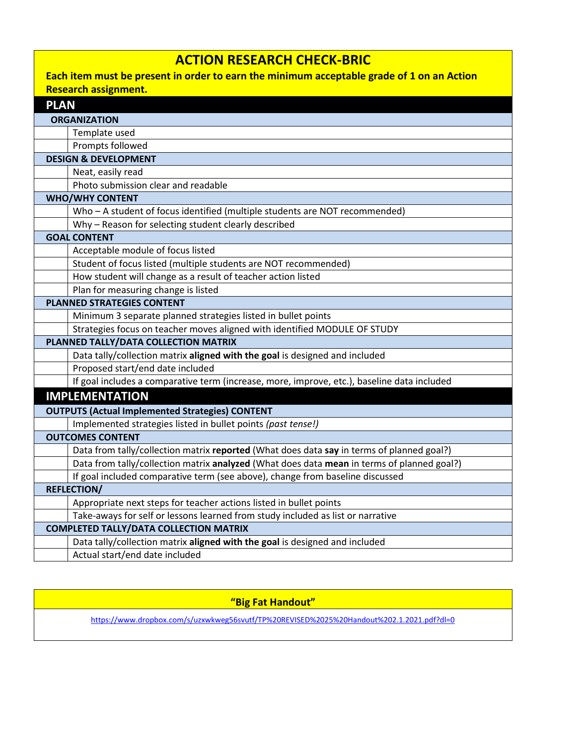# ACTION RESEARCH CHECK-BRIC

**Each item must be present in order to earn the minimum acceptable grade of 1 on an Action Research assignment.**

| | |
|---|---|
| **PLAN** | |
| **ORGANIZATION** | |
| | Template used |
| | Prompts followed |
| **DESIGN & DEVELOPMENT** | |
| | Neat, easily read |
| | Photo submission clear and readable |
| **WHO/WHY CONTENT** | |
| | Who – A student of focus identified (multiple students are NOT recommended) |
| | Why – Reason for selecting student clearly described |
| **GOAL CONTENT** | |
| | Acceptable module of focus listed |
| | Student of focus listed (multiple students are NOT recommended) |
| | How student will change as a result of teacher action listed |
| | Plan for measuring change is listed |
| **PLANNED STRATEGIES CONTENT** | |
| | Minimum 3 separate planned strategies listed in bullet points |
| | Strategies focus on teacher moves aligned with identified MODULE OF STUDY |
| **PLANNED TALLY/DATA COLLECTION MATRIX** | |
| | Data tally/collection matrix **aligned with the goal** is designed and included |
| | Proposed start/end date included |
| | If goal includes a comparative term (increase, more, improve, etc.), baseline data included |
| **IMPLEMENTATION** | |
| **OUTPUTS (Actual Implemented Strategies) CONTENT** | |
| | Implemented strategies listed in bullet points *(past tense!)* |
| **OUTCOMES CONTENT** | |
| | Data from tally/collection matrix **reported** (What does data **say** in terms of planned goal?) |
| | Data from tally/collection matrix **analyzed** (What does data **mean** in terms of planned goal?) |
| | If goal included comparative term (see above), change from baseline discussed |
| **REFLECTION/** | |
| | Appropriate next steps for teacher actions listed in bullet points |
| | Take-aways for self or lessons learned from study included as list or narrative |
| **COMPLETED TALLY/DATA COLLECTION MATRIX** | |
| | Data tally/collection matrix **aligned with the goal** is designed and included |
| | Actual start/end date included |

**"Big Fat Handout"**

https://www.dropbox.com/s/uzxwkweg56svutf/TP%20REVISED%2025%20Handout%202.1.2021.pdf?dl=0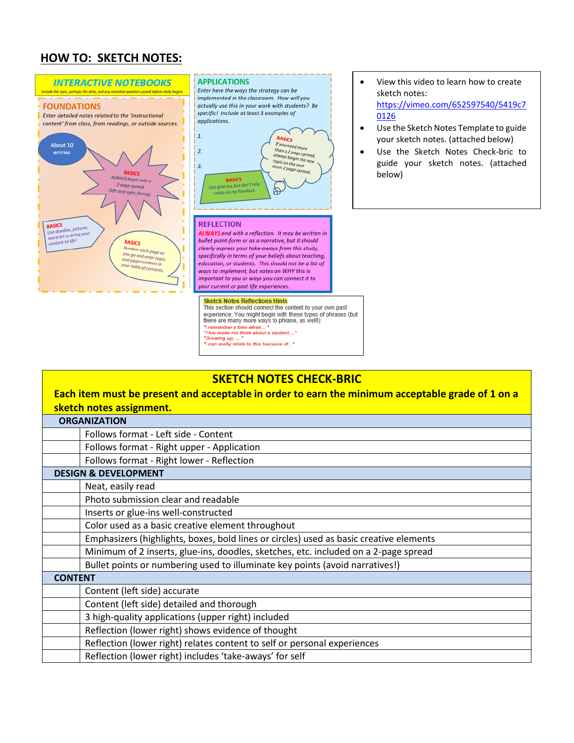## HOW TO: SKETCH NOTES:

**INTERACTIVE NOTEBOOKS**

*Include the topic, perhaps the date, and any essential questions posed before study begins.*

**FOUNDATIONS**

*Enter detailed notes related to the 'instructional content' from class, from readings, or outside sources.*

About 10 entries

**BASICS** *ALWAYS begin with a 2-page spread (left and right, facing)*

**BASICS** *Use doodles, pictures, word art to bring your content to life!*

**BASICS** *Number each page as you go and enter topic and page numbers in your table of contents.*

**APPLICATIONS**

*Enter here the ways the strategy can be implemented in the classroom. How will you actually use this in your work with students? Be specific! Include at least 3 examples of applications.*

1.

2.

3.

**BASICS** *If you need more than a 2 page spread, always begin the new topic on the next clean 2 page spread.*

**BASICS** *Use glue-ins, but don't rely solely on my handout.*

**REFLECTION**

***ALWAYS*** *end with a reflection. It may be written in bullet point-form or as a narrative, but it should clearly express your take-aways from this study, specifically in terms of your beliefs about teaching, education, or students. This should not be a list of ways to implement, but notes on WHY this is important to you or ways you can connect it to your current or past life experiences.*

**Sketch Notes Reflections Hints**

This section should connect the content to your own past experience. You might begin with these types of phrases (but there are many more ways to phrase, as well!):

*"I remember a time when… "*
*"This made me think about a student…."*
*"Growing up, …."*
*"I can really relate to this because of…"*

- View this video to learn how to create sketch notes: https://vimeo.com/652597540/5419c70126
- Use the Sketch Notes Template to guide your sketch notes. (attached below)
- Use the Sketch Notes Check-bric to guide your sketch notes. (attached below)

| | **SKETCH NOTES CHECK-BRIC** **Each item must be present and acceptable in order to earn the minimum acceptable grade of 1 on a sketch notes assignment.** |
|---|---|
| **ORGANIZATION** | |
| | Follows format - Left side - Content |
| | Follows format - Right upper - Application |
| | Follows format - Right lower - Reflection |
| **DESIGN & DEVELOPMENT** | |
| | Neat, easily read |
| | Photo submission clear and readable |
| | Inserts or glue-ins well-constructed |
| | Color used as a basic creative element throughout |
| | Emphasizers (highlights, boxes, bold lines or circles) used as basic creative elements |
| | Minimum of 2 inserts, glue-ins, doodles, sketches, etc. included on a 2-page spread |
| | Bullet points or numbering used to illuminate key points (avoid narratives!) |
| **CONTENT** | |
| | Content (left side) accurate |
| | Content (left side) detailed and thorough |
| | 3 high-quality applications (upper right) included |
| | Reflection (lower right) shows evidence of thought |
| | Reflection (lower right) relates content to self or personal experiences |
| | Reflection (lower right) includes 'take-aways' for self |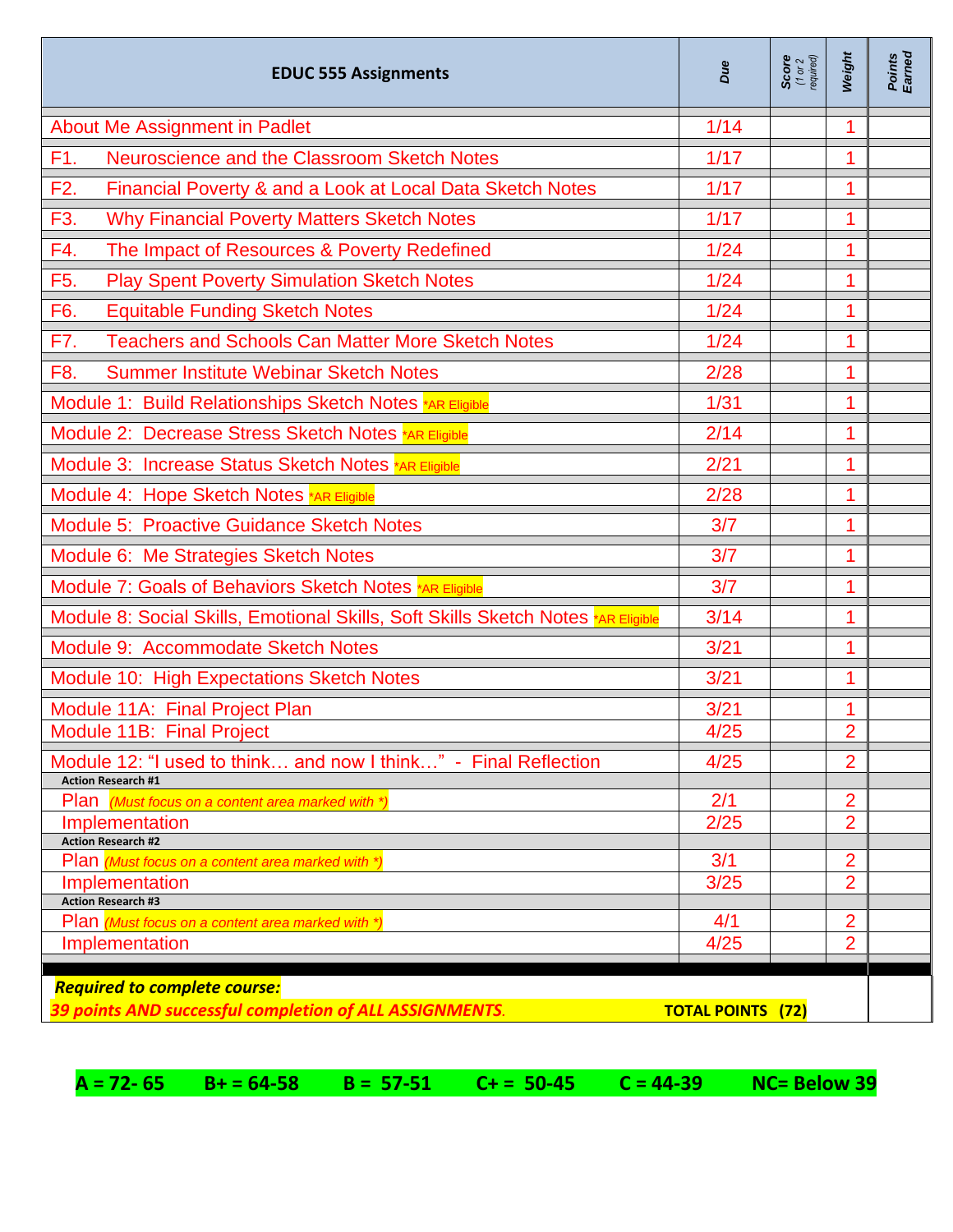| EDUC 555 Assignments | Due | Score (1 or 2 required) | Weight | Points Earned |
|---|---|---|---|---|
| About Me Assignment in Padlet | 1/14 | | 1 | |
| F1. Neuroscience and the Classroom Sketch Notes | 1/17 | | 1 | |
| F2. Financial Poverty & and a Look at Local Data Sketch Notes | 1/17 | | 1 | |
| F3. Why Financial Poverty Matters Sketch Notes | 1/17 | | 1 | |
| F4. The Impact of Resources & Poverty Redefined | 1/24 | | 1 | |
| F5. Play Spent Poverty Simulation Sketch Notes | 1/24 | | 1 | |
| F6. Equitable Funding Sketch Notes | 1/24 | | 1 | |
| F7. Teachers and Schools Can Matter More Sketch Notes | 1/24 | | 1 | |
| F8. Summer Institute Webinar Sketch Notes | 2/28 | | 1 | |
| Module 1: Build Relationships Sketch Notes *AR Eligible | 1/31 | | 1 | |
| Module 2: Decrease Stress Sketch Notes *AR Eligible | 2/14 | | 1 | |
| Module 3: Increase Status Sketch Notes *AR Eligible | 2/21 | | 1 | |
| Module 4: Hope Sketch Notes *AR Eligible | 2/28 | | 1 | |
| Module 5: Proactive Guidance Sketch Notes | 3/7 | | 1 | |
| Module 6: Me Strategies Sketch Notes | 3/7 | | 1 | |
| Module 7: Goals of Behaviors Sketch Notes *AR Eligible | 3/7 | | 1 | |
| Module 8: Social Skills, Emotional Skills, Soft Skills Sketch Notes *AR Eligible | 3/14 | | 1 | |
| Module 9: Accommodate Sketch Notes | 3/21 | | 1 | |
| Module 10: High Expectations Sketch Notes | 3/21 | | 1 | |
| Module 11A: Final Project Plan | 3/21 | | 1 | |
| Module 11B: Final Project | 4/25 | | 2 | |
| Module 12: "I used to think… and now I think…" - Final Reflection | 4/25 | | 2 | |
| **Action Research #1** | | | | |
| Plan *(Must focus on a content area marked with *)* | 2/1 | | 2 | |
| Implementation | 2/25 | | 2 | |
| **Action Research #2** | | | | |
| Plan *(Must focus on a content area marked with *)* | 3/1 | | 2 | |
| Implementation | 3/25 | | 2 | |
| **Action Research #3** | | | | |
| Plan *(Must focus on a content area marked with *)* | 4/1 | | 2 | |
| Implementation | 4/25 | | 2 | |
| ***Required to complete course:*** ***39 points AND successful completion of ALL ASSIGNMENTS.*** | **TOTAL POINTS (72)** | | | |

**A = 72- 65 B+ = 64-58 B = 57-51 C+ = 50-45 C = 44-39 NC= Below 39**